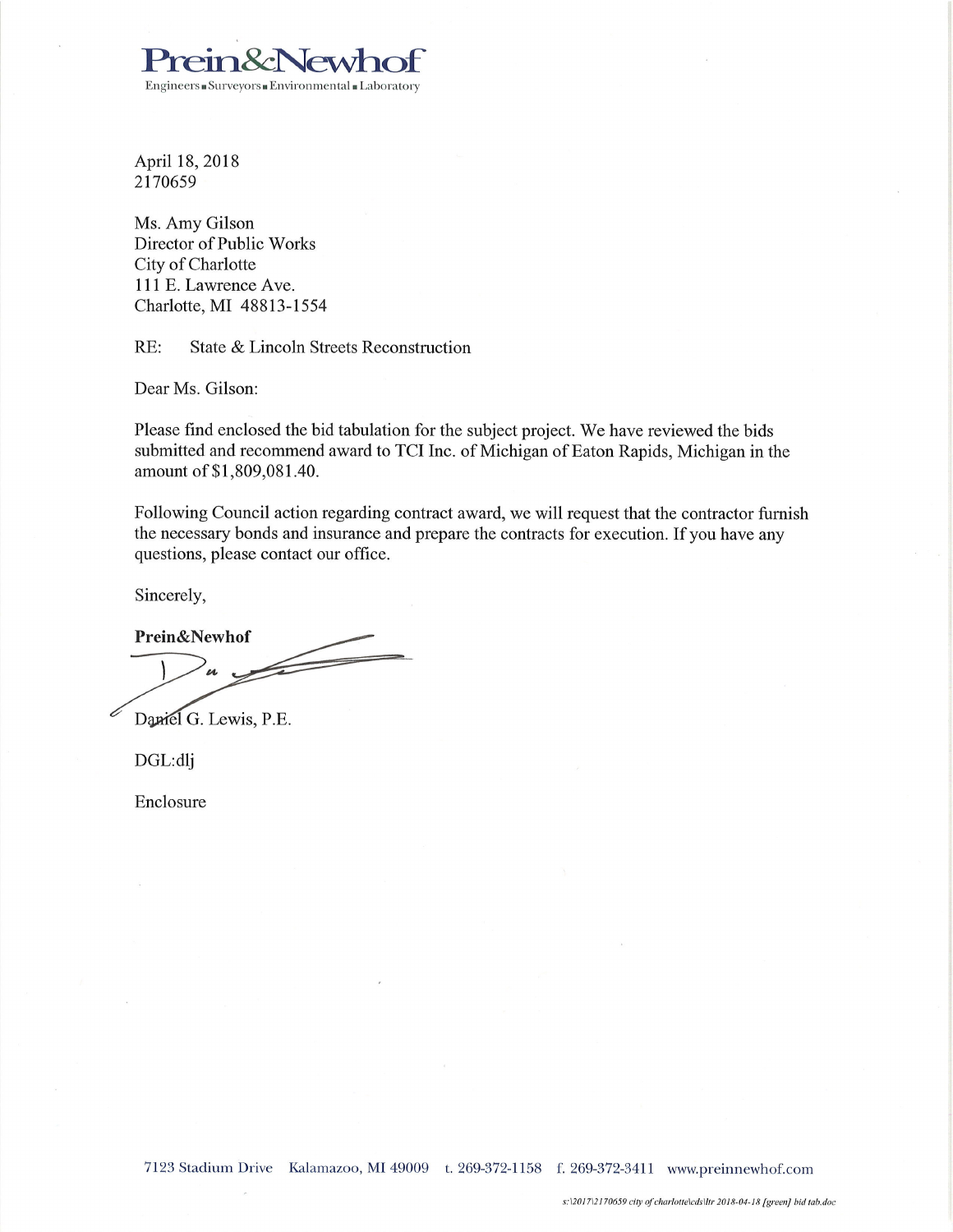**Prein&Newhof**

Engineers ■ Surveyors ■ Environmental ■ Laboratory

April 18, 2018
2170659

Ms. Amy Gilson
Director of Public Works
City of Charlotte
111 E. Lawrence Ave.
Charlotte, MI 48813-1554

RE: State & Lincoln Streets Reconstruction

Dear Ms. Gilson:

Please find enclosed the bid tabulation for the subject project. We have reviewed the bids submitted and recommend award to TCI Inc. of Michigan of Eaton Rapids, Michigan in the amount of $1,809,081.40.

Following Council action regarding contract award, we will request that the contractor furnish the necessary bonds and insurance and prepare the contracts for execution. If you have any questions, please contact our office.

Sincerely,

**Prein&Newhof**

Daniel G. Lewis, P.E.

DGL:dlj

Enclosure

7123 Stadium Drive Kalamazoo, MI 49009 t. 269-372-1158 f. 269-372-3411 www.preinnewhof.com

*s:\2017\2170659 city of charlotte\cds\ltr 2018-04-18 [green] bid tab.doc*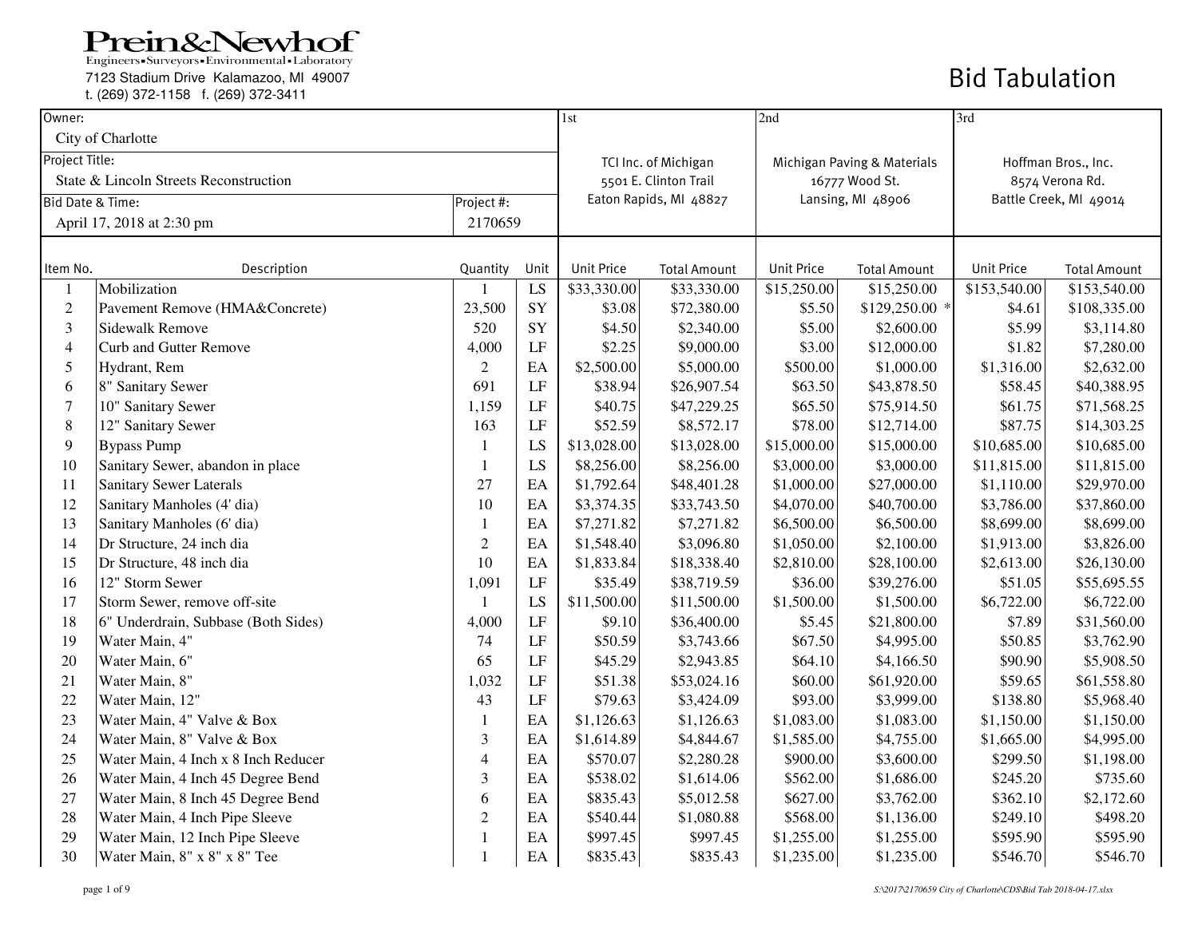**Prein&Newhof**
Engineers • Surveyors • Environmental • Laboratory
7123 Stadium Drive Kalamazoo, MI 49007
t. (269) 372-1158 f. (269) 372-3411

# Bid Tabulation

| Owner: | | | | 1st | | 2nd | | 3rd | |
|---|---|---|---|---|---|---|---|---|---|
| City of Charlotte | | | | TCI Inc. of Michigan | | Michigan Paving & Materials | | Hoffman Bros., Inc. | |
| Project Title: | | | | 5501 E. Clinton Trail | | 16777 Wood St. | | 8574 Verona Rd. | |
| State & Lincoln Streets Reconstruction | | | | Eaton Rapids, MI 48827 | | Lansing, MI 48906 | | Battle Creek, MI 49014 | |
| Bid Date & Time: | | Project #: | | | | | | | |
| April 17, 2018 at 2:30 pm | | 2170659 | | | | | | | |

| Item No. | Description | Quantity | Unit | Unit Price | Total Amount | Unit Price | Total Amount | Unit Price | Total Amount |
|---|---|---|---|---|---|---|---|---|---|
| 1 | Mobilization | 1 | LS | $33,330.00 | $33,330.00 | $15,250.00 | $15,250.00 | $153,540.00 | $153,540.00 |
| 2 | Pavement Remove (HMA&Concrete) | 23,500 | SY | $3.08 | $72,380.00 | $5.50 | $129,250.00 * | $4.61 | $108,335.00 |
| 3 | Sidewalk Remove | 520 | SY | $4.50 | $2,340.00 | $5.00 | $2,600.00 | $5.99 | $3,114.80 |
| 4 | Curb and Gutter Remove | 4,000 | LF | $2.25 | $9,000.00 | $3.00 | $12,000.00 | $1.82 | $7,280.00 |
| 5 | Hydrant, Rem | 2 | EA | $2,500.00 | $5,000.00 | $500.00 | $1,000.00 | $1,316.00 | $2,632.00 |
| 6 | 8" Sanitary Sewer | 691 | LF | $38.94 | $26,907.54 | $63.50 | $43,878.50 | $58.45 | $40,388.95 |
| 7 | 10" Sanitary Sewer | 1,159 | LF | $40.75 | $47,229.25 | $65.50 | $75,914.50 | $61.75 | $71,568.25 |
| 8 | 12" Sanitary Sewer | 163 | LF | $52.59 | $8,572.17 | $78.00 | $12,714.00 | $87.75 | $14,303.25 |
| 9 | Bypass Pump | 1 | LS | $13,028.00 | $13,028.00 | $15,000.00 | $15,000.00 | $10,685.00 | $10,685.00 |
| 10 | Sanitary Sewer, abandon in place | 1 | LS | $8,256.00 | $8,256.00 | $3,000.00 | $3,000.00 | $11,815.00 | $11,815.00 |
| 11 | Sanitary Sewer Laterals | 27 | EA | $1,792.64 | $48,401.28 | $1,000.00 | $27,000.00 | $1,110.00 | $29,970.00 |
| 12 | Sanitary Manholes (4' dia) | 10 | EA | $3,374.35 | $33,743.50 | $4,070.00 | $40,700.00 | $3,786.00 | $37,860.00 |
| 13 | Sanitary Manholes (6' dia) | 1 | EA | $7,271.82 | $7,271.82 | $6,500.00 | $6,500.00 | $8,699.00 | $8,699.00 |
| 14 | Dr Structure, 24 inch dia | 2 | EA | $1,548.40 | $3,096.80 | $1,050.00 | $2,100.00 | $1,913.00 | $3,826.00 |
| 15 | Dr Structure, 48 inch dia | 10 | EA | $1,833.84 | $18,338.40 | $2,810.00 | $28,100.00 | $2,613.00 | $26,130.00 |
| 16 | 12" Storm Sewer | 1,091 | LF | $35.49 | $38,719.59 | $36.00 | $39,276.00 | $51.05 | $55,695.55 |
| 17 | Storm Sewer, remove off-site | 1 | LS | $11,500.00 | $11,500.00 | $1,500.00 | $1,500.00 | $6,722.00 | $6,722.00 |
| 18 | 6" Underdrain, Subbase (Both Sides) | 4,000 | LF | $9.10 | $36,400.00 | $5.45 | $21,800.00 | $7.89 | $31,560.00 |
| 19 | Water Main, 4" | 74 | LF | $50.59 | $3,743.66 | $67.50 | $4,995.00 | $50.85 | $3,762.90 |
| 20 | Water Main, 6" | 65 | LF | $45.29 | $2,943.85 | $64.10 | $4,166.50 | $90.90 | $5,908.50 |
| 21 | Water Main, 8" | 1,032 | LF | $51.38 | $53,024.16 | $60.00 | $61,920.00 | $59.65 | $61,558.80 |
| 22 | Water Main, 12" | 43 | LF | $79.63 | $3,424.09 | $93.00 | $3,999.00 | $138.80 | $5,968.40 |
| 23 | Water Main, 4" Valve & Box | 1 | EA | $1,126.63 | $1,126.63 | $1,083.00 | $1,083.00 | $1,150.00 | $1,150.00 |
| 24 | Water Main, 8" Valve & Box | 3 | EA | $1,614.89 | $4,844.67 | $1,585.00 | $4,755.00 | $1,665.00 | $4,995.00 |
| 25 | Water Main, 4 Inch x 8 Inch Reducer | 4 | EA | $570.07 | $2,280.28 | $900.00 | $3,600.00 | $299.50 | $1,198.00 |
| 26 | Water Main, 4 Inch 45 Degree Bend | 3 | EA | $538.02 | $1,614.06 | $562.00 | $1,686.00 | $245.20 | $735.60 |
| 27 | Water Main, 8 Inch 45 Degree Bend | 6 | EA | $835.43 | $5,012.58 | $627.00 | $3,762.00 | $362.10 | $2,172.60 |
| 28 | Water Main, 4 Inch Pipe Sleeve | 2 | EA | $540.44 | $1,080.88 | $568.00 | $1,136.00 | $249.10 | $498.20 |
| 29 | Water Main, 12 Inch Pipe Sleeve | 1 | EA | $997.45 | $997.45 | $1,255.00 | $1,255.00 | $595.90 | $595.90 |
| 30 | Water Main, 8" x 8" x 8" Tee | 1 | EA | $835.43 | $835.43 | $1,235.00 | $1,235.00 | $546.70 | $546.70 |

S:\2017\2170659 City of Charlotte\CDS\Bid Tab 2018-04-17.xlsx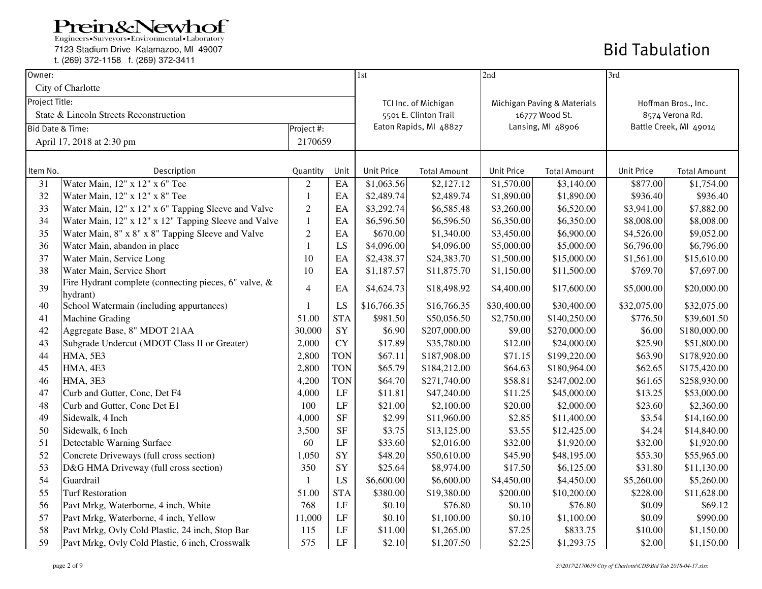Prein&Newhof
Engineers • Surveyors • Environmental • Laboratory
7123 Stadium Drive Kalamazoo, MI 49007
t. (269) 372-1158 f. (269) 372-3411

# Bid Tabulation

| Owner: | | | | 1st | | 2nd | | 3rd | |
|---|---|---|---|---|---|---|---|---|---|
| City of Charlotte | | | | | | | | | |
| Project Title: | | | | TCI Inc. of Michigan | | Michigan Paving & Materials | | Hoffman Bros., Inc. | |
| State & Lincoln Streets Reconstruction | | | | 5501 E. Clinton Trail | | 16777 Wood St. | | 8574 Verona Rd. | |
| Bid Date & Time: | | Project #: | | Eaton Rapids, MI 48827 | | Lansing, MI 48906 | | Battle Creek, MI 49014 | |
| April 17, 2018 at 2:30 pm | | 2170659 | | | | | | | |

| Item No. | Description | Quantity | Unit | Unit Price | Total Amount | Unit Price | Total Amount | Unit Price | Total Amount |
|---|---|---|---|---|---|---|---|---|---|
| 31 | Water Main, 12" x 12" x 6" Tee | 2 | EA | $1,063.56 | $2,127.12 | $1,570.00 | $3,140.00 | $877.00 | $1,754.00 |
| 32 | Water Main, 12" x 12" x 8" Tee | 1 | EA | $2,489.74 | $2,489.74 | $1,890.00 | $1,890.00 | $936.40 | $936.40 |
| 33 | Water Main, 12" x 12" x 6" Tapping Sleeve and Valve | 2 | EA | $3,292.74 | $6,585.48 | $3,260.00 | $6,520.00 | $3,941.00 | $7,882.00 |
| 34 | Water Main, 12" x 12" x 12" Tapping Sleeve and Valve | 1 | EA | $6,596.50 | $6,596.50 | $6,350.00 | $6,350.00 | $8,008.00 | $8,008.00 |
| 35 | Water Main, 8" x 8" x 8" Tapping Sleeve and Valve | 2 | EA | $670.00 | $1,340.00 | $3,450.00 | $6,900.00 | $4,526.00 | $9,052.00 |
| 36 | Water Main, abandon in place | 1 | LS | $4,096.00 | $4,096.00 | $5,000.00 | $5,000.00 | $6,796.00 | $6,796.00 |
| 37 | Water Main, Service Long | 10 | EA | $2,438.37 | $24,383.70 | $1,500.00 | $15,000.00 | $1,561.00 | $15,610.00 |
| 38 | Water Main, Service Short | 10 | EA | $1,187.57 | $11,875.70 | $1,150.00 | $11,500.00 | $769.70 | $7,697.00 |
| 39 | Fire Hydrant complete (connecting pieces, 6" valve, & hydrant) | 4 | EA | $4,624.73 | $18,498.92 | $4,400.00 | $17,600.00 | $5,000.00 | $20,000.00 |
| 40 | School Watermain (including appurtances) | 1 | LS | $16,766.35 | $16,766.35 | $30,400.00 | $30,400.00 | $32,075.00 | $32,075.00 |
| 41 | Machine Grading | 51.00 | STA | $981.50 | $50,056.50 | $2,750.00 | $140,250.00 | $776.50 | $39,601.50 |
| 42 | Aggregate Base, 8" MDOT 21AA | 30,000 | SY | $6.90 | $207,000.00 | $9.00 | $270,000.00 | $6.00 | $180,000.00 |
| 43 | Subgrade Undercut (MDOT Class II or Greater) | 2,000 | CY | $17.89 | $35,780.00 | $12.00 | $24,000.00 | $25.90 | $51,800.00 |
| 44 | HMA, 5E3 | 2,800 | TON | $67.11 | $187,908.00 | $71.15 | $199,220.00 | $63.90 | $178,920.00 |
| 45 | HMA, 4E3 | 2,800 | TON | $65.79 | $184,212.00 | $64.63 | $180,964.00 | $62.65 | $175,420.00 |
| 46 | HMA, 3E3 | 4,200 | TON | $64.70 | $271,740.00 | $58.81 | $247,002.00 | $61.65 | $258,930.00 |
| 47 | Curb and Gutter, Conc, Det F4 | 4,000 | LF | $11.81 | $47,240.00 | $11.25 | $45,000.00 | $13.25 | $53,000.00 |
| 48 | Curb and Gutter, Conc Det E1 | 100 | LF | $21.00 | $2,100.00 | $20.00 | $2,000.00 | $23.60 | $2,360.00 |
| 49 | Sidewalk, 4 Inch | 4,000 | SF | $2.99 | $11,960.00 | $2.85 | $11,400.00 | $3.54 | $14,160.00 |
| 50 | Sidewalk, 6 Inch | 3,500 | SF | $3.75 | $13,125.00 | $3.55 | $12,425.00 | $4.24 | $14,840.00 |
| 51 | Detectable Warning Surface | 60 | LF | $33.60 | $2,016.00 | $32.00 | $1,920.00 | $32.00 | $1,920.00 |
| 52 | Concrete Driveways (full cross section) | 1,050 | SY | $48.20 | $50,610.00 | $45.90 | $48,195.00 | $53.30 | $55,965.00 |
| 53 | D&G HMA Driveway (full cross section) | 350 | SY | $25.64 | $8,974.00 | $17.50 | $6,125.00 | $31.80 | $11,130.00 |
| 54 | Guardrail | 1 | LS | $6,600.00 | $6,600.00 | $4,450.00 | $4,450.00 | $5,260.00 | $5,260.00 |
| 55 | Turf Restoration | 51.00 | STA | $380.00 | $19,380.00 | $200.00 | $10,200.00 | $228.00 | $11,628.00 |
| 56 | Pavt Mrkg, Waterborne, 4 inch, White | 768 | LF | $0.10 | $76.80 | $0.10 | $76.80 | $0.09 | $69.12 |
| 57 | Pavt Mrkg, Waterborne, 4 inch, Yellow | 11,000 | LF | $0.10 | $1,100.00 | $0.10 | $1,100.00 | $0.09 | $990.00 |
| 58 | Pavt Mrkg, Ovly Cold Plastic, 24 inch, Stop Bar | 115 | LF | $11.00 | $1,265.00 | $7.25 | $833.75 | $10.00 | $1,150.00 |
| 59 | Pavt Mrkg, Ovly Cold Plastic, 6 inch, Crosswalk | 575 | LF | $2.10 | $1,207.50 | $2.25 | $1,293.75 | $2.00 | $1,150.00 |

S:\2017\2170659 City of Charlotte\CDS\Bid Tab 2018-04-17.xlsx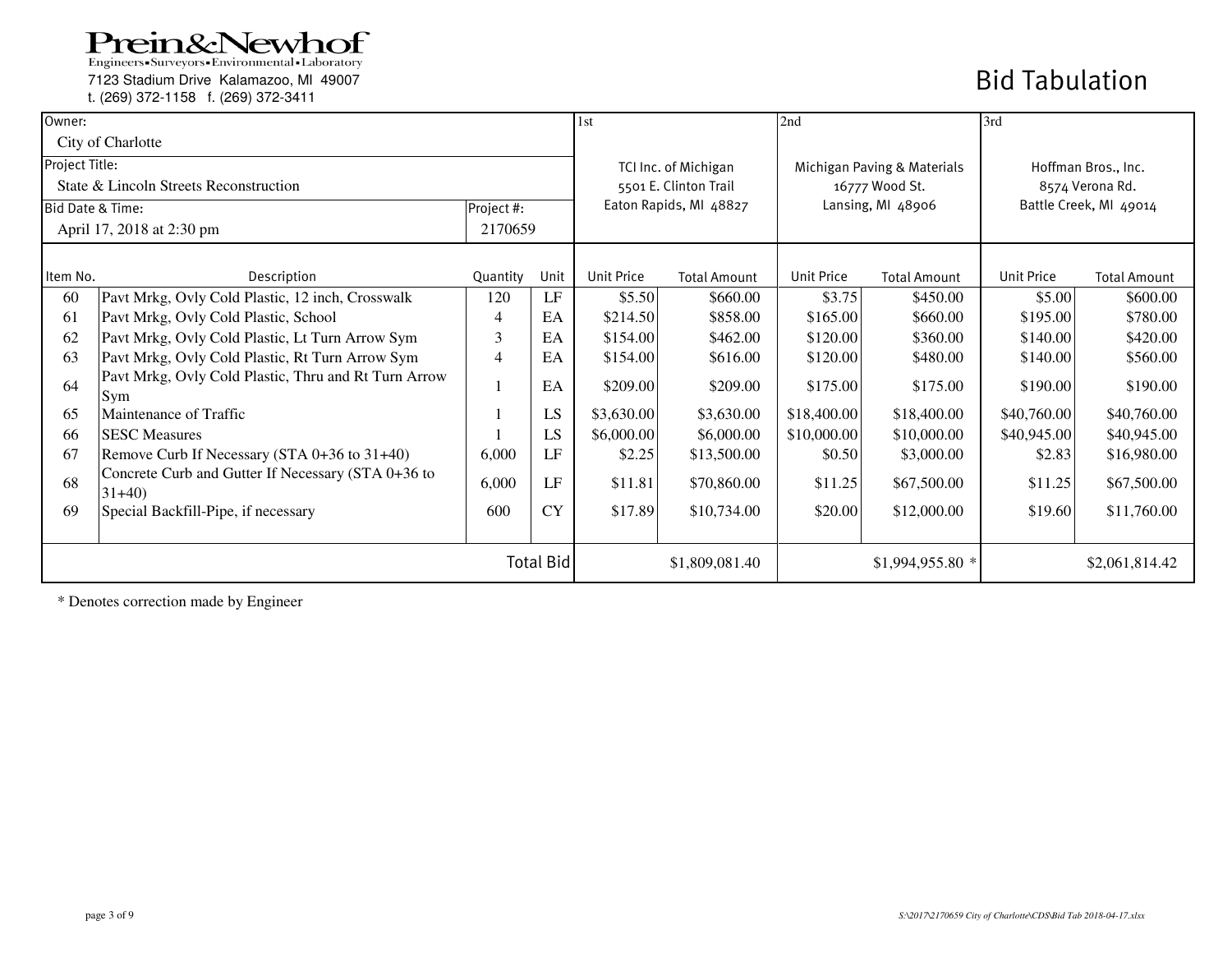Prein&Newhof
Engineers▪Surveyors▪Environmental▪Laboratory
7123 Stadium Drive Kalamazoo, MI 49007
t. (269) 372-1158 f. (269) 372-3411

# Bid Tabulation

| Owner: City of Charlotte | | | | 1st | | 2nd | | 3rd | |
|---|---|---|---|---|---|---|---|---|---|
| Project Title: State & Lincoln Streets Reconstruction | | | | TCI Inc. of Michigan<br>5501 E. Clinton Trail<br>Eaton Rapids, MI 48827 | | Michigan Paving & Materials<br>16777 Wood St.<br>Lansing, MI 48906 | | Hoffman Bros., Inc.<br>8574 Verona Rd.<br>Battle Creek, MI 49014 | |
| Bid Date & Time: April 17, 2018 at 2:30 pm | | Project #: 2170659 | | | | | | | |
| **Item No.** | **Description** | **Quantity** | **Unit** | **Unit Price** | **Total Amount** | **Unit Price** | **Total Amount** | **Unit Price** | **Total Amount** |
| 60 | Pavt Mrkg, Ovly Cold Plastic, 12 inch, Crosswalk | 120 | LF | $5.50 | $660.00 | $3.75 | $450.00 | $5.00 | $600.00 |
| 61 | Pavt Mrkg, Ovly Cold Plastic, School | 4 | EA | $214.50 | $858.00 | $165.00 | $660.00 | $195.00 | $780.00 |
| 62 | Pavt Mrkg, Ovly Cold Plastic, Lt Turn Arrow Sym | 3 | EA | $154.00 | $462.00 | $120.00 | $360.00 | $140.00 | $420.00 |
| 63 | Pavt Mrkg, Ovly Cold Plastic, Rt Turn Arrow Sym | 4 | EA | $154.00 | $616.00 | $120.00 | $480.00 | $140.00 | $560.00 |
| 64 | Pavt Mrkg, Ovly Cold Plastic, Thru and Rt Turn Arrow Sym | 1 | EA | $209.00 | $209.00 | $175.00 | $175.00 | $190.00 | $190.00 |
| 65 | Maintenance of Traffic | 1 | LS | $3,630.00 | $3,630.00 | $18,400.00 | $18,400.00 | $40,760.00 | $40,760.00 |
| 66 | SESC Measures | 1 | LS | $6,000.00 | $6,000.00 | $10,000.00 | $10,000.00 | $40,945.00 | $40,945.00 |
| 67 | Remove Curb If Necessary (STA 0+36 to 31+40) | 6,000 | LF | $2.25 | $13,500.00 | $0.50 | $3,000.00 | $2.83 | $16,980.00 |
| 68 | Concrete Curb and Gutter If Necessary (STA 0+36 to 31+40) | 6,000 | LF | $11.81 | $70,860.00 | $11.25 | $67,500.00 | $11.25 | $67,500.00 |
| 69 | Special Backfill-Pipe, if necessary | 600 | CY | $17.89 | $10,734.00 | $20.00 | $12,000.00 | $19.60 | $11,760.00 |
| | | | **Total Bid** | | $1,809,081.40 | | $1,994,955.80 * | | $2,061,814.42 |

\* Denotes correction made by Engineer

S:\2017\2170659 City of Charlotte\CDS\Bid Tab 2018-04-17.xlsx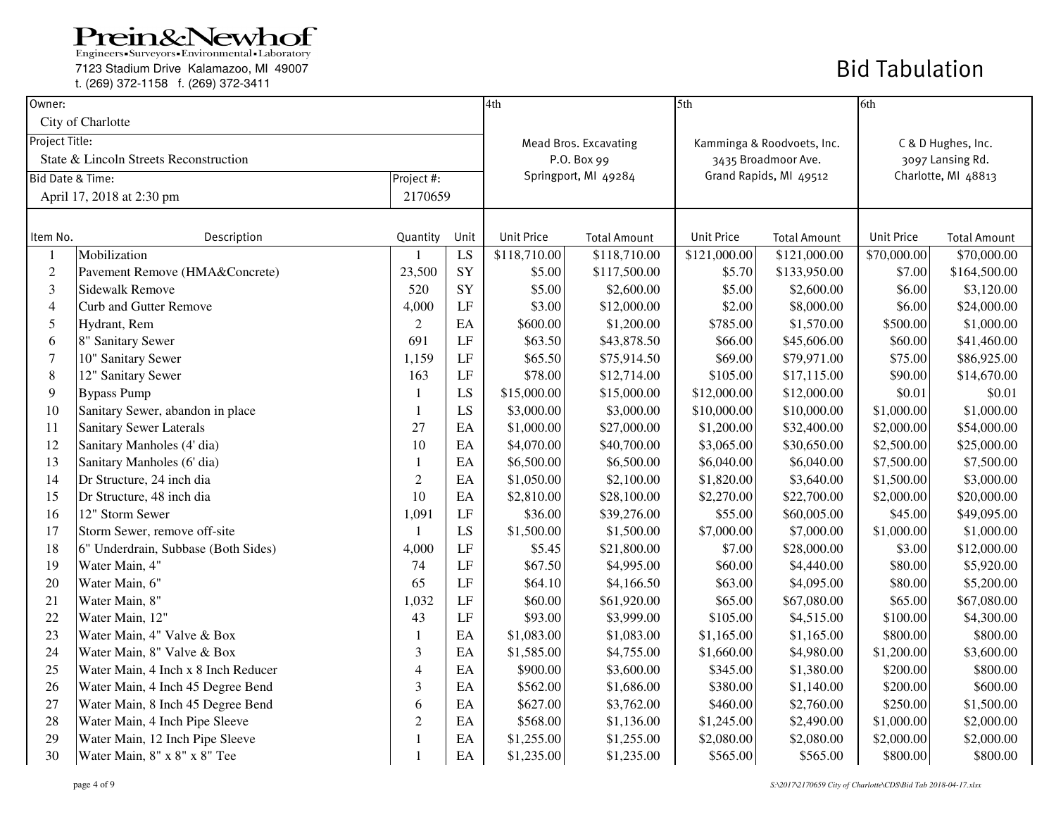**Prein&Newhof**
Engineers • Surveyors • Environmental • Laboratory
7123 Stadium Drive Kalamazoo, MI 49007
t. (269) 372-1158 f. (269) 372-3411

# Bid Tabulation

| Owner: | | | | 4th | | 5th | | 6th | |
|---|---|---|---|---|---|---|---|---|---|
| City of Charlotte | | | | | | | | | |
| Project Title: | | | | Mead Bros. Excavating | | Kamminga & Roodvoets, Inc. | | C & D Hughes, Inc. | |
| State & Lincoln Streets Reconstruction | | | | P.O. Box 99 | | 3435 Broadmoor Ave. | | 3097 Lansing Rd. | |
| Bid Date & Time: | | Project #: | | Springport, MI 49284 | | Grand Rapids, MI 49512 | | Charlotte, MI 48813 | |
| April 17, 2018 at 2:30 pm | | 2170659 | | | | | | | |

| Item No. | Description | Quantity | Unit | Unit Price | Total Amount | Unit Price | Total Amount | Unit Price | Total Amount |
|---|---|---|---|---|---|---|---|---|---|
| 1 | Mobilization | 1 | LS | $118,710.00 | $118,710.00 | $121,000.00 | $121,000.00 | $70,000.00 | $70,000.00 |
| 2 | Pavement Remove (HMA&Concrete) | 23,500 | SY | $5.00 | $117,500.00 | $5.70 | $133,950.00 | $7.00 | $164,500.00 |
| 3 | Sidewalk Remove | 520 | SY | $5.00 | $2,600.00 | $5.00 | $2,600.00 | $6.00 | $3,120.00 |
| 4 | Curb and Gutter Remove | 4,000 | LF | $3.00 | $12,000.00 | $2.00 | $8,000.00 | $6.00 | $24,000.00 |
| 5 | Hydrant, Rem | 2 | EA | $600.00 | $1,200.00 | $785.00 | $1,570.00 | $500.00 | $1,000.00 |
| 6 | 8" Sanitary Sewer | 691 | LF | $63.50 | $43,878.50 | $66.00 | $45,606.00 | $60.00 | $41,460.00 |
| 7 | 10" Sanitary Sewer | 1,159 | LF | $65.50 | $75,914.50 | $69.00 | $79,971.00 | $75.00 | $86,925.00 |
| 8 | 12" Sanitary Sewer | 163 | LF | $78.00 | $12,714.00 | $105.00 | $17,115.00 | $90.00 | $14,670.00 |
| 9 | Bypass Pump | 1 | LS | $15,000.00 | $15,000.00 | $12,000.00 | $12,000.00 | $0.01 | $0.01 |
| 10 | Sanitary Sewer, abandon in place | 1 | LS | $3,000.00 | $3,000.00 | $10,000.00 | $10,000.00 | $1,000.00 | $1,000.00 |
| 11 | Sanitary Sewer Laterals | 27 | EA | $1,000.00 | $27,000.00 | $1,200.00 | $32,400.00 | $2,000.00 | $54,000.00 |
| 12 | Sanitary Manholes (4' dia) | 10 | EA | $4,070.00 | $40,700.00 | $3,065.00 | $30,650.00 | $2,500.00 | $25,000.00 |
| 13 | Sanitary Manholes (6' dia) | 1 | EA | $6,500.00 | $6,500.00 | $6,040.00 | $6,040.00 | $7,500.00 | $7,500.00 |
| 14 | Dr Structure, 24 inch dia | 2 | EA | $1,050.00 | $2,100.00 | $1,820.00 | $3,640.00 | $1,500.00 | $3,000.00 |
| 15 | Dr Structure, 48 inch dia | 10 | EA | $2,810.00 | $28,100.00 | $2,270.00 | $22,700.00 | $2,000.00 | $20,000.00 |
| 16 | 12" Storm Sewer | 1,091 | LF | $36.00 | $39,276.00 | $55.00 | $60,005.00 | $45.00 | $49,095.00 |
| 17 | Storm Sewer, remove off-site | 1 | LS | $1,500.00 | $1,500.00 | $7,000.00 | $7,000.00 | $1,000.00 | $1,000.00 |
| 18 | 6" Underdrain, Subbase (Both Sides) | 4,000 | LF | $5.45 | $21,800.00 | $7.00 | $28,000.00 | $3.00 | $12,000.00 |
| 19 | Water Main, 4" | 74 | LF | $67.50 | $4,995.00 | $60.00 | $4,440.00 | $80.00 | $5,920.00 |
| 20 | Water Main, 6" | 65 | LF | $64.10 | $4,166.50 | $63.00 | $4,095.00 | $80.00 | $5,200.00 |
| 21 | Water Main, 8" | 1,032 | LF | $60.00 | $61,920.00 | $65.00 | $67,080.00 | $65.00 | $67,080.00 |
| 22 | Water Main, 12" | 43 | LF | $93.00 | $3,999.00 | $105.00 | $4,515.00 | $100.00 | $4,300.00 |
| 23 | Water Main, 4" Valve & Box | 1 | EA | $1,083.00 | $1,083.00 | $1,165.00 | $1,165.00 | $800.00 | $800.00 |
| 24 | Water Main, 8" Valve & Box | 3 | EA | $1,585.00 | $4,755.00 | $1,660.00 | $4,980.00 | $1,200.00 | $3,600.00 |
| 25 | Water Main, 4 Inch x 8 Inch Reducer | 4 | EA | $900.00 | $3,600.00 | $345.00 | $1,380.00 | $200.00 | $800.00 |
| 26 | Water Main, 4 Inch 45 Degree Bend | 3 | EA | $562.00 | $1,686.00 | $380.00 | $1,140.00 | $200.00 | $600.00 |
| 27 | Water Main, 8 Inch 45 Degree Bend | 6 | EA | $627.00 | $3,762.00 | $460.00 | $2,760.00 | $250.00 | $1,500.00 |
| 28 | Water Main, 4 Inch Pipe Sleeve | 2 | EA | $568.00 | $1,136.00 | $1,245.00 | $2,490.00 | $1,000.00 | $2,000.00 |
| 29 | Water Main, 12 Inch Pipe Sleeve | 1 | EA | $1,255.00 | $1,255.00 | $2,080.00 | $2,080.00 | $2,000.00 | $2,000.00 |
| 30 | Water Main, 8" x 8" x 8" Tee | 1 | EA | $1,235.00 | $1,235.00 | $565.00 | $565.00 | $800.00 | $800.00 |

S:\2017\2170659 City of Charlotte\CDS\Bid Tab 2018-04-17.xlsx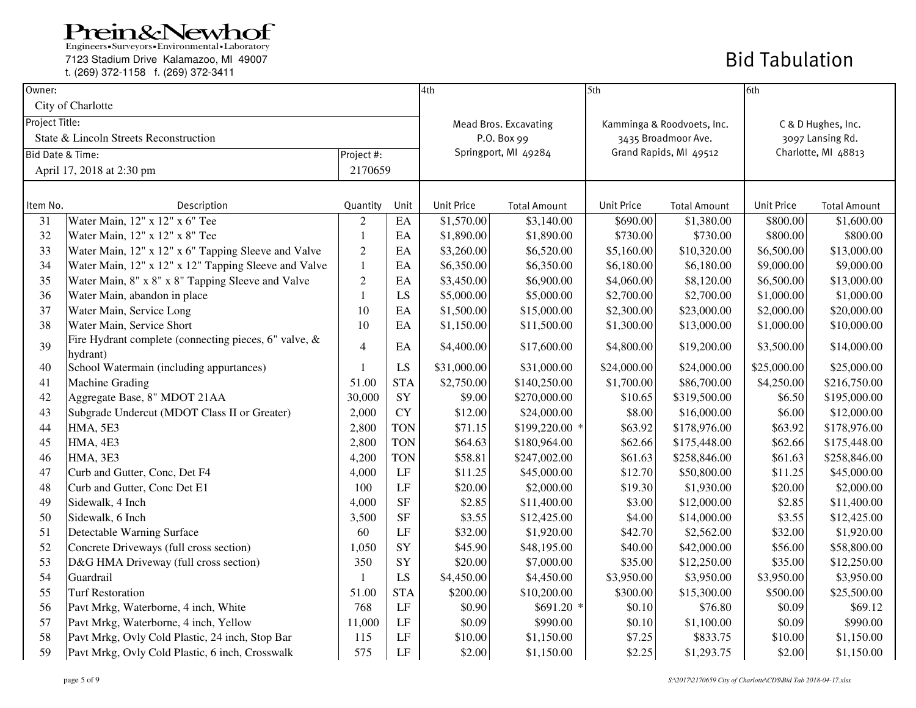**Prein&Newhof**
Engineers▪Surveyors▪Environmental▪Laboratory
7123 Stadium Drive Kalamazoo, MI 49007
t. (269) 372-1158 f. (269) 372-3411

# Bid Tabulation

| Owner: City of Charlotte | | | | 4th | | 5th | | 6th | |
|---|---|---|---|---|---|---|---|---|---|
| Project Title: State & Lincoln Streets Reconstruction | | | | Mead Bros. Excavating<br>P.O. Box 99<br>Springport, MI 49284 | | Kamminga & Roodvoets, Inc.<br>3435 Broadmoor Ave.<br>Grand Rapids, MI 49512 | | C & D Hughes, Inc.<br>3097 Lansing Rd.<br>Charlotte, MI 48813 | |
| Bid Date & Time: April 17, 2018 at 2:30 pm | | Project #: 2170659 | | | | | | | |
| **Item No.** | **Description** | **Quantity** | **Unit** | **Unit Price** | **Total Amount** | **Unit Price** | **Total Amount** | **Unit Price** | **Total Amount** |
| 31 | Water Main, 12" x 12" x 6" Tee | 2 | EA | $1,570.00 | $3,140.00 | $690.00 | $1,380.00 | $800.00 | $1,600.00 |
| 32 | Water Main, 12" x 12" x 8" Tee | 1 | EA | $1,890.00 | $1,890.00 | $730.00 | $730.00 | $800.00 | $800.00 |
| 33 | Water Main, 12" x 12" x 6" Tapping Sleeve and Valve | 2 | EA | $3,260.00 | $6,520.00 | $5,160.00 | $10,320.00 | $6,500.00 | $13,000.00 |
| 34 | Water Main, 12" x 12" x 12" Tapping Sleeve and Valve | 1 | EA | $6,350.00 | $6,350.00 | $6,180.00 | $6,180.00 | $9,000.00 | $9,000.00 |
| 35 | Water Main, 8" x 8" x 8" Tapping Sleeve and Valve | 2 | EA | $3,450.00 | $6,900.00 | $4,060.00 | $8,120.00 | $6,500.00 | $13,000.00 |
| 36 | Water Main, abandon in place | 1 | LS | $5,000.00 | $5,000.00 | $2,700.00 | $2,700.00 | $1,000.00 | $1,000.00 |
| 37 | Water Main, Service Long | 10 | EA | $1,500.00 | $15,000.00 | $2,300.00 | $23,000.00 | $2,000.00 | $20,000.00 |
| 38 | Water Main, Service Short | 10 | EA | $1,150.00 | $11,500.00 | $1,300.00 | $13,000.00 | $1,000.00 | $10,000.00 |
| 39 | Fire Hydrant complete (connecting pieces, 6" valve, & hydrant) | 4 | EA | $4,400.00 | $17,600.00 | $4,800.00 | $19,200.00 | $3,500.00 | $14,000.00 |
| 40 | School Watermain (including appurtances) | 1 | LS | $31,000.00 | $31,000.00 | $24,000.00 | $24,000.00 | $25,000.00 | $25,000.00 |
| 41 | Machine Grading | 51.00 | STA | $2,750.00 | $140,250.00 | $1,700.00 | $86,700.00 | $4,250.00 | $216,750.00 |
| 42 | Aggregate Base, 8" MDOT 21AA | 30,000 | SY | $9.00 | $270,000.00 | $10.65 | $319,500.00 | $6.50 | $195,000.00 |
| 43 | Subgrade Undercut (MDOT Class II or Greater) | 2,000 | CY | $12.00 | $24,000.00 | $8.00 | $16,000.00 | $6.00 | $12,000.00 |
| 44 | HMA, 5E3 | 2,800 | TON | $71.15 | $199,220.00 * | $63.92 | $178,976.00 | $63.92 | $178,976.00 |
| 45 | HMA, 4E3 | 2,800 | TON | $64.63 | $180,964.00 | $62.66 | $175,448.00 | $62.66 | $175,448.00 |
| 46 | HMA, 3E3 | 4,200 | TON | $58.81 | $247,002.00 | $61.63 | $258,846.00 | $61.63 | $258,846.00 |
| 47 | Curb and Gutter, Conc, Det F4 | 4,000 | LF | $11.25 | $45,000.00 | $12.70 | $50,800.00 | $11.25 | $45,000.00 |
| 48 | Curb and Gutter, Conc Det E1 | 100 | LF | $20.00 | $2,000.00 | $19.30 | $1,930.00 | $20.00 | $2,000.00 |
| 49 | Sidewalk, 4 Inch | 4,000 | SF | $2.85 | $11,400.00 | $3.00 | $12,000.00 | $2.85 | $11,400.00 |
| 50 | Sidewalk, 6 Inch | 3,500 | SF | $3.55 | $12,425.00 | $4.00 | $14,000.00 | $3.55 | $12,425.00 |
| 51 | Detectable Warning Surface | 60 | LF | $32.00 | $1,920.00 | $42.70 | $2,562.00 | $32.00 | $1,920.00 |
| 52 | Concrete Driveways (full cross section) | 1,050 | SY | $45.90 | $48,195.00 | $40.00 | $42,000.00 | $56.00 | $58,800.00 |
| 53 | D&G HMA Driveway (full cross section) | 350 | SY | $20.00 | $7,000.00 | $35.00 | $12,250.00 | $35.00 | $12,250.00 |
| 54 | Guardrail | 1 | LS | $4,450.00 | $4,450.00 | $3,950.00 | $3,950.00 | $3,950.00 | $3,950.00 |
| 55 | Turf Restoration | 51.00 | STA | $200.00 | $10,200.00 | $300.00 | $15,300.00 | $500.00 | $25,500.00 |
| 56 | Pavt Mrkg, Waterborne, 4 inch, White | 768 | LF | $0.90 | $691.20 * | $0.10 | $76.80 | $0.09 | $69.12 |
| 57 | Pavt Mrkg, Waterborne, 4 inch, Yellow | 11,000 | LF | $0.09 | $990.00 | $0.10 | $1,100.00 | $0.09 | $990.00 |
| 58 | Pavt Mrkg, Ovly Cold Plastic, 24 inch, Stop Bar | 115 | LF | $10.00 | $1,150.00 | $7.25 | $833.75 | $10.00 | $1,150.00 |
| 59 | Pavt Mrkg, Ovly Cold Plastic, 6 inch, Crosswalk | 575 | LF | $2.00 | $1,150.00 | $2.25 | $1,293.75 | $2.00 | $1,150.00 |

S:\2017\2170659 City of Charlotte\CDS\Bid Tab 2018-04-17.xlsx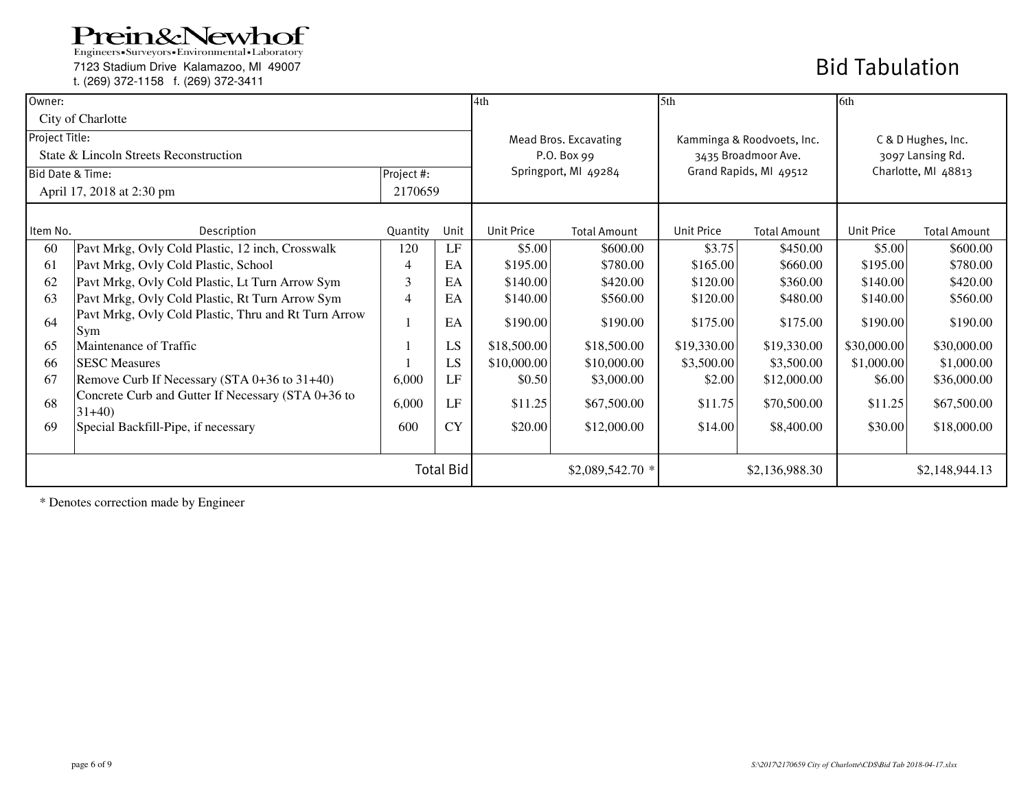**Prein&Newhof**
Engineers • Surveyors • Environmental • Laboratory
7123 Stadium Drive Kalamazoo, MI 49007
t. (269) 372-1158 f. (269) 372-3411

# Bid Tabulation

| Owner: City of Charlotte | | | | 4th | | 5th | | 6th | |
|---|---|---|---|---|---|---|---|---|---|
| Project Title: State & Lincoln Streets Reconstruction | | | | Mead Bros. Excavating<br>P.O. Box 99<br>Springport, MI 49284 | | Kamminga & Roodvoets, Inc.<br>3435 Broadmoor Ave.<br>Grand Rapids, MI 49512 | | C & D Hughes, Inc.<br>3097 Lansing Rd.<br>Charlotte, MI 48813 | |
| Bid Date & Time: April 17, 2018 at 2:30 pm | | Project #: 2170659 | | | | | | | |
| **Item No.** | **Description** | **Quantity** | **Unit** | **Unit Price** | **Total Amount** | **Unit Price** | **Total Amount** | **Unit Price** | **Total Amount** |
| 60 | Pavt Mrkg, Ovly Cold Plastic, 12 inch, Crosswalk | 120 | LF | $5.00 | $600.00 | $3.75 | $450.00 | $5.00 | $600.00 |
| 61 | Pavt Mrkg, Ovly Cold Plastic, School | 4 | EA | $195.00 | $780.00 | $165.00 | $660.00 | $195.00 | $780.00 |
| 62 | Pavt Mrkg, Ovly Cold Plastic, Lt Turn Arrow Sym | 3 | EA | $140.00 | $420.00 | $120.00 | $360.00 | $140.00 | $420.00 |
| 63 | Pavt Mrkg, Ovly Cold Plastic, Rt Turn Arrow Sym | 4 | EA | $140.00 | $560.00 | $120.00 | $480.00 | $140.00 | $560.00 |
| 64 | Pavt Mrkg, Ovly Cold Plastic, Thru and Rt Turn Arrow Sym | 1 | EA | $190.00 | $190.00 | $175.00 | $175.00 | $190.00 | $190.00 |
| 65 | Maintenance of Traffic | 1 | LS | $18,500.00 | $18,500.00 | $19,330.00 | $19,330.00 | $30,000.00 | $30,000.00 |
| 66 | SESC Measures | 1 | LS | $10,000.00 | $10,000.00 | $3,500.00 | $3,500.00 | $1,000.00 | $1,000.00 |
| 67 | Remove Curb If Necessary (STA 0+36 to 31+40) | 6,000 | LF | $0.50 | $3,000.00 | $2.00 | $12,000.00 | $6.00 | $36,000.00 |
| 68 | Concrete Curb and Gutter If Necessary (STA 0+36 to 31+40) | 6,000 | LF | $11.25 | $67,500.00 | $11.75 | $70,500.00 | $11.25 | $67,500.00 |
| 69 | Special Backfill-Pipe, if necessary | 600 | CY | $20.00 | $12,000.00 | $14.00 | $8,400.00 | $30.00 | $18,000.00 |
| | | | **Total Bid** | | $2,089,542.70 * | | $2,136,988.30 | | $2,148,944.13 |

* Denotes correction made by Engineer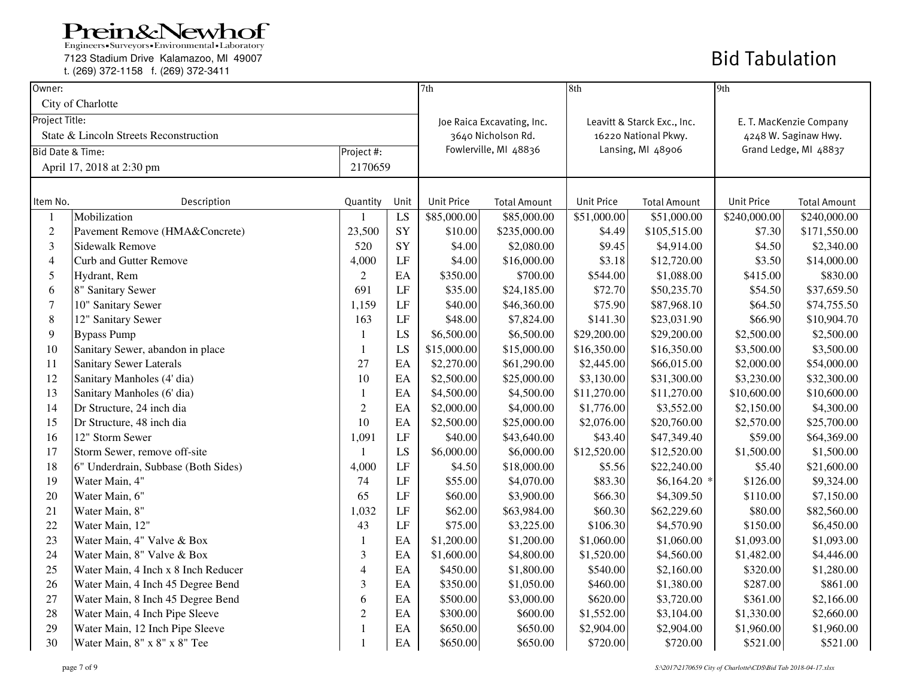Prein&Newhof
Engineers•Surveyors•Environmental•Laboratory
7123 Stadium Drive Kalamazoo, MI 49007
t. (269) 372-1158 f. (269) 372-3411

# Bid Tabulation

| Owner: | | | | 7th | | 8th | | 9th | |
|---|---|---|---|---|---|---|---|---|---|
| City of Charlotte | | | | | | | | | |
| Project Title: | | | | Joe Raica Excavating, Inc. | | Leavitt & Starck Exc., Inc. | | E. T. MacKenzie Company | |
| State & Lincoln Streets Reconstruction | | | | 3640 Nicholson Rd. | | 16220 National Pkwy. | | 4248 W. Saginaw Hwy. | |
| Bid Date & Time: | | Project #: | | Fowlerville, MI 48836 | | Lansing, MI 48906 | | Grand Ledge, MI 48837 | |
| April 17, 2018 at 2:30 pm | | 2170659 | | | | | | | |
| **Item No.** | **Description** | **Quantity** | **Unit** | **Unit Price** | **Total Amount** | **Unit Price** | **Total Amount** | **Unit Price** | **Total Amount** |
| 1 | Mobilization | 1 | LS | $85,000.00 | $85,000.00 | $51,000.00 | $51,000.00 | $240,000.00 | $240,000.00 |
| 2 | Pavement Remove (HMA&Concrete) | 23,500 | SY | $10.00 | $235,000.00 | $4.49 | $105,515.00 | $7.30 | $171,550.00 |
| 3 | Sidewalk Remove | 520 | SY | $4.00 | $2,080.00 | $9.45 | $4,914.00 | $4.50 | $2,340.00 |
| 4 | Curb and Gutter Remove | 4,000 | LF | $4.00 | $16,000.00 | $3.18 | $12,720.00 | $3.50 | $14,000.00 |
| 5 | Hydrant, Rem | 2 | EA | $350.00 | $700.00 | $544.00 | $1,088.00 | $415.00 | $830.00 |
| 6 | 8" Sanitary Sewer | 691 | LF | $35.00 | $24,185.00 | $72.70 | $50,235.70 | $54.50 | $37,659.50 |
| 7 | 10" Sanitary Sewer | 1,159 | LF | $40.00 | $46,360.00 | $75.90 | $87,968.10 | $64.50 | $74,755.50 |
| 8 | 12" Sanitary Sewer | 163 | LF | $48.00 | $7,824.00 | $141.30 | $23,031.90 | $66.90 | $10,904.70 |
| 9 | Bypass Pump | 1 | LS | $6,500.00 | $6,500.00 | $29,200.00 | $29,200.00 | $2,500.00 | $2,500.00 |
| 10 | Sanitary Sewer, abandon in place | 1 | LS | $15,000.00 | $15,000.00 | $16,350.00 | $16,350.00 | $3,500.00 | $3,500.00 |
| 11 | Sanitary Sewer Laterals | 27 | EA | $2,270.00 | $61,290.00 | $2,445.00 | $66,015.00 | $2,000.00 | $54,000.00 |
| 12 | Sanitary Manholes (4' dia) | 10 | EA | $2,500.00 | $25,000.00 | $3,130.00 | $31,300.00 | $3,230.00 | $32,300.00 |
| 13 | Sanitary Manholes (6' dia) | 1 | EA | $4,500.00 | $4,500.00 | $11,270.00 | $11,270.00 | $10,600.00 | $10,600.00 |
| 14 | Dr Structure, 24 inch dia | 2 | EA | $2,000.00 | $4,000.00 | $1,776.00 | $3,552.00 | $2,150.00 | $4,300.00 |
| 15 | Dr Structure, 48 inch dia | 10 | EA | $2,500.00 | $25,000.00 | $2,076.00 | $20,760.00 | $2,570.00 | $25,700.00 |
| 16 | 12" Storm Sewer | 1,091 | LF | $40.00 | $43,640.00 | $43.40 | $47,349.40 | $59.00 | $64,369.00 |
| 17 | Storm Sewer, remove off-site | 1 | LS | $6,000.00 | $6,000.00 | $12,520.00 | $12,520.00 | $1,500.00 | $1,500.00 |
| 18 | 6" Underdrain, Subbase (Both Sides) | 4,000 | LF | $4.50 | $18,000.00 | $5.56 | $22,240.00 | $5.40 | $21,600.00 |
| 19 | Water Main, 4" | 74 | LF | $55.00 | $4,070.00 | $83.30 | $6,164.20 * | $126.00 | $9,324.00 |
| 20 | Water Main, 6" | 65 | LF | $60.00 | $3,900.00 | $66.30 | $4,309.50 | $110.00 | $7,150.00 |
| 21 | Water Main, 8" | 1,032 | LF | $62.00 | $63,984.00 | $60.30 | $62,229.60 | $80.00 | $82,560.00 |
| 22 | Water Main, 12" | 43 | LF | $75.00 | $3,225.00 | $106.30 | $4,570.90 | $150.00 | $6,450.00 |
| 23 | Water Main, 4" Valve & Box | 1 | EA | $1,200.00 | $1,200.00 | $1,060.00 | $1,060.00 | $1,093.00 | $1,093.00 |
| 24 | Water Main, 8" Valve & Box | 3 | EA | $1,600.00 | $4,800.00 | $1,520.00 | $4,560.00 | $1,482.00 | $4,446.00 |
| 25 | Water Main, 4 Inch x 8 Inch Reducer | 4 | EA | $450.00 | $1,800.00 | $540.00 | $2,160.00 | $320.00 | $1,280.00 |
| 26 | Water Main, 4 Inch 45 Degree Bend | 3 | EA | $350.00 | $1,050.00 | $460.00 | $1,380.00 | $287.00 | $861.00 |
| 27 | Water Main, 8 Inch 45 Degree Bend | 6 | EA | $500.00 | $3,000.00 | $620.00 | $3,720.00 | $361.00 | $2,166.00 |
| 28 | Water Main, 4 Inch Pipe Sleeve | 2 | EA | $300.00 | $600.00 | $1,552.00 | $3,104.00 | $1,330.00 | $2,660.00 |
| 29 | Water Main, 12 Inch Pipe Sleeve | 1 | EA | $650.00 | $650.00 | $2,904.00 | $2,904.00 | $1,960.00 | $1,960.00 |
| 30 | Water Main, 8" x 8" x 8" Tee | 1 | EA | $650.00 | $650.00 | $720.00 | $720.00 | $521.00 | $521.00 |

S:\2017\2170659 City of Charlotte\CDS\Bid Tab 2018-04-17.xlsx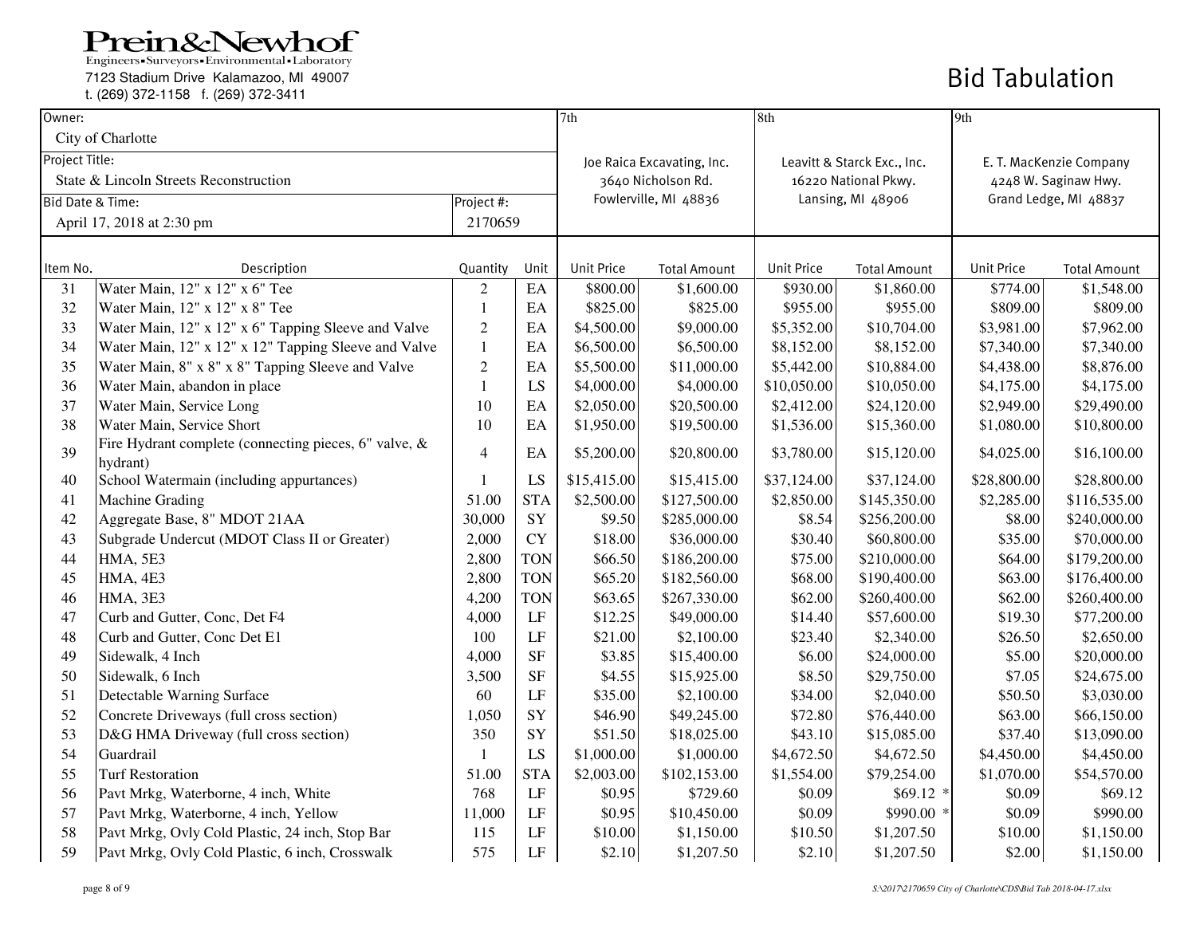# Prein&Newhof

Engineers • Surveyors • Environmental • Laboratory

7123 Stadium Drive Kalamazoo, MI 49007

t. (269) 372-1158 f. (269) 372-3411

## Bid Tabulation

| Owner: | | | | 7th | | 8th | | 9th | |
|---|---|---|---|---|---|---|---|---|---|
| City of Charlotte | | | | | | | | | |
| Project Title: | | | | Joe Raica Excavating, Inc. | | Leavitt & Starck Exc., Inc. | | E. T. MacKenzie Company | |
| State & Lincoln Streets Reconstruction | | | | 3640 Nicholson Rd. | | 16220 National Pkwy. | | 4248 W. Saginaw Hwy. | |
| Bid Date & Time: | | Project #: | | Fowlerville, MI 48836 | | Lansing, MI 48906 | | Grand Ledge, MI 48837 | |
| April 17, 2018 at 2:30 pm | | 2170659 | | | | | | | |
| **Item No.** | **Description** | **Quantity** | **Unit** | **Unit Price** | **Total Amount** | **Unit Price** | **Total Amount** | **Unit Price** | **Total Amount** |
| 31 | Water Main, 12" x 12" x 6" Tee | 2 | EA | $800.00 | $1,600.00 | $930.00 | $1,860.00 | $774.00 | $1,548.00 |
| 32 | Water Main, 12" x 12" x 8" Tee | 1 | EA | $825.00 | $825.00 | $955.00 | $955.00 | $809.00 | $809.00 |
| 33 | Water Main, 12" x 12" x 6" Tapping Sleeve and Valve | 2 | EA | $4,500.00 | $9,000.00 | $5,352.00 | $10,704.00 | $3,981.00 | $7,962.00 |
| 34 | Water Main, 12" x 12" x 12" Tapping Sleeve and Valve | 1 | EA | $6,500.00 | $6,500.00 | $8,152.00 | $8,152.00 | $7,340.00 | $7,340.00 |
| 35 | Water Main, 8" x 8" x 8" Tapping Sleeve and Valve | 2 | EA | $5,500.00 | $11,000.00 | $5,442.00 | $10,884.00 | $4,438.00 | $8,876.00 |
| 36 | Water Main, abandon in place | 1 | LS | $4,000.00 | $4,000.00 | $10,050.00 | $10,050.00 | $4,175.00 | $4,175.00 |
| 37 | Water Main, Service Long | 10 | EA | $2,050.00 | $20,500.00 | $2,412.00 | $24,120.00 | $2,949.00 | $29,490.00 |
| 38 | Water Main, Service Short | 10 | EA | $1,950.00 | $19,500.00 | $1,536.00 | $15,360.00 | $1,080.00 | $10,800.00 |
| 39 | Fire Hydrant complete (connecting pieces, 6" valve, & hydrant) | 4 | EA | $5,200.00 | $20,800.00 | $3,780.00 | $15,120.00 | $4,025.00 | $16,100.00 |
| 40 | School Watermain (including appurtances) | 1 | LS | $15,415.00 | $15,415.00 | $37,124.00 | $37,124.00 | $28,800.00 | $28,800.00 |
| 41 | Machine Grading | 51.00 | STA | $2,500.00 | $127,500.00 | $2,850.00 | $145,350.00 | $2,285.00 | $116,535.00 |
| 42 | Aggregate Base, 8" MDOT 21AA | 30,000 | SY | $9.50 | $285,000.00 | $8.54 | $256,200.00 | $8.00 | $240,000.00 |
| 43 | Subgrade Undercut (MDOT Class II or Greater) | 2,000 | CY | $18.00 | $36,000.00 | $30.40 | $60,800.00 | $35.00 | $70,000.00 |
| 44 | HMA, 5E3 | 2,800 | TON | $66.50 | $186,200.00 | $75.00 | $210,000.00 | $64.00 | $179,200.00 |
| 45 | HMA, 4E3 | 2,800 | TON | $65.20 | $182,560.00 | $68.00 | $190,400.00 | $63.00 | $176,400.00 |
| 46 | HMA, 3E3 | 4,200 | TON | $63.65 | $267,330.00 | $62.00 | $260,400.00 | $62.00 | $260,400.00 |
| 47 | Curb and Gutter, Conc, Det F4 | 4,000 | LF | $12.25 | $49,000.00 | $14.40 | $57,600.00 | $19.30 | $77,200.00 |
| 48 | Curb and Gutter, Conc Det E1 | 100 | LF | $21.00 | $2,100.00 | $23.40 | $2,340.00 | $26.50 | $2,650.00 |
| 49 | Sidewalk, 4 Inch | 4,000 | SF | $3.85 | $15,400.00 | $6.00 | $24,000.00 | $5.00 | $20,000.00 |
| 50 | Sidewalk, 6 Inch | 3,500 | SF | $4.55 | $15,925.00 | $8.50 | $29,750.00 | $7.05 | $24,675.00 |
| 51 | Detectable Warning Surface | 60 | LF | $35.00 | $2,100.00 | $34.00 | $2,040.00 | $50.50 | $3,030.00 |
| 52 | Concrete Driveways (full cross section) | 1,050 | SY | $46.90 | $49,245.00 | $72.80 | $76,440.00 | $63.00 | $66,150.00 |
| 53 | D&G HMA Driveway (full cross section) | 350 | SY | $51.50 | $18,025.00 | $43.10 | $15,085.00 | $37.40 | $13,090.00 |
| 54 | Guardrail | 1 | LS | $1,000.00 | $1,000.00 | $4,672.50 | $4,672.50 | $4,450.00 | $4,450.00 |
| 55 | Turf Restoration | 51.00 | STA | $2,003.00 | $102,153.00 | $1,554.00 | $79,254.00 | $1,070.00 | $54,570.00 |
| 56 | Pavt Mrkg, Waterborne, 4 inch, White | 768 | LF | $0.95 | $729.60 | $0.09 | $69.12 * | $0.09 | $69.12 |
| 57 | Pavt Mrkg, Waterborne, 4 inch, Yellow | 11,000 | LF | $0.95 | $10,450.00 | $0.09 | $990.00 * | $0.09 | $990.00 |
| 58 | Pavt Mrkg, Ovly Cold Plastic, 24 inch, Stop Bar | 115 | LF | $10.00 | $1,150.00 | $10.50 | $1,207.50 | $10.00 | $1,150.00 |
| 59 | Pavt Mrkg, Ovly Cold Plastic, 6 inch, Crosswalk | 575 | LF | $2.10 | $1,207.50 | $2.10 | $1,207.50 | $2.00 | $1,150.00 |

S:\2017\2170659 City of Charlotte\CDS\Bid Tab 2018-04-17.xlsx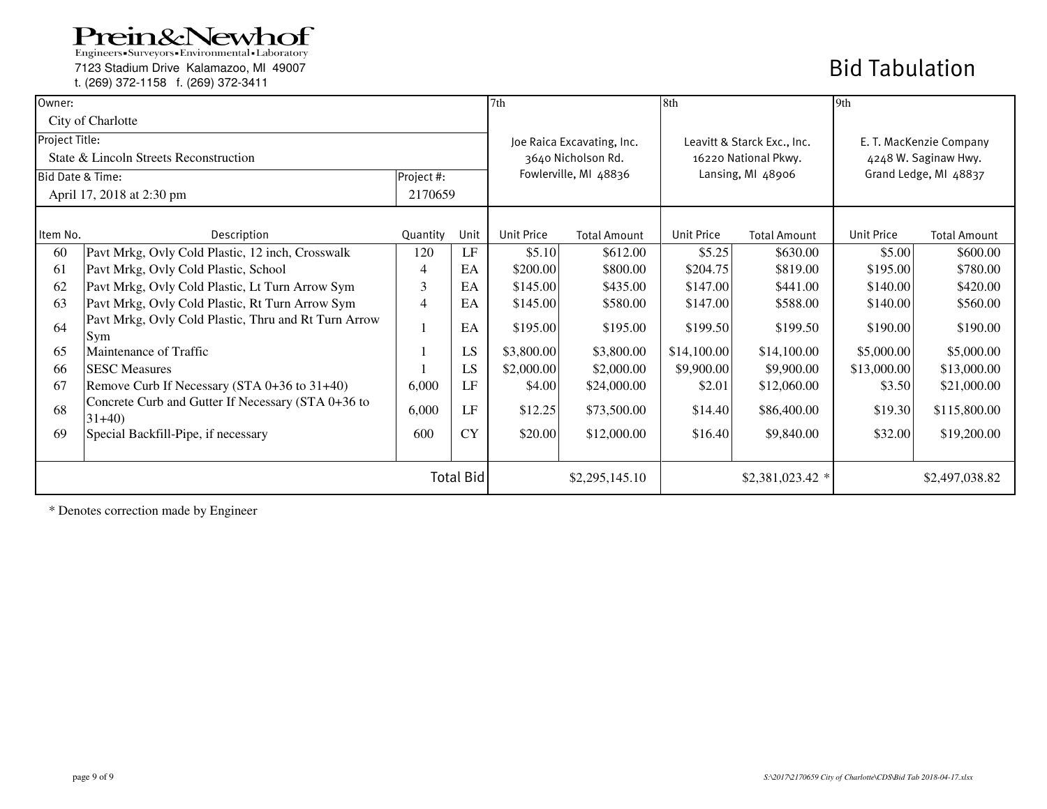Prein&Newhof
Engineers▪Surveyors▪Environmental▪Laboratory
7123 Stadium Drive Kalamazoo, MI 49007
t. (269) 372-1158 f. (269) 372-3411

# Bid Tabulation

Owner: City of Charlotte

Project Title: State & Lincoln Streets Reconstruction

Bid Date & Time: April 17, 2018 at 2:30 pm

Project #: 2170659

| | | | | 7th | | 8th | | 9th | |
|---|---|---|---|---|---|---|---|---|---|
| | | | | Joe Raica Excavating, Inc. 3640 Nicholson Rd. Fowlerville, MI 48836 | | Leavitt & Starck Exc., Inc. 16220 National Pkwy. Lansing, MI 48906 | | E. T. MacKenzie Company 4248 W. Saginaw Hwy. Grand Ledge, MI 48837 | |
| Item No. | Description | Quantity | Unit | Unit Price | Total Amount | Unit Price | Total Amount | Unit Price | Total Amount |
| 60 | Pavt Mrkg, Ovly Cold Plastic, 12 inch, Crosswalk | 120 | LF | $5.10 | $612.00 | $5.25 | $630.00 | $5.00 | $600.00 |
| 61 | Pavt Mrkg, Ovly Cold Plastic, School | 4 | EA | $200.00 | $800.00 | $204.75 | $819.00 | $195.00 | $780.00 |
| 62 | Pavt Mrkg, Ovly Cold Plastic, Lt Turn Arrow Sym | 3 | EA | $145.00 | $435.00 | $147.00 | $441.00 | $140.00 | $420.00 |
| 63 | Pavt Mrkg, Ovly Cold Plastic, Rt Turn Arrow Sym | 4 | EA | $145.00 | $580.00 | $147.00 | $588.00 | $140.00 | $560.00 |
| 64 | Pavt Mrkg, Ovly Cold Plastic, Thru and Rt Turn Arrow Sym | 1 | EA | $195.00 | $195.00 | $199.50 | $199.50 | $190.00 | $190.00 |
| 65 | Maintenance of Traffic | 1 | LS | $3,800.00 | $3,800.00 | $14,100.00 | $14,100.00 | $5,000.00 | $5,000.00 |
| 66 | SESC Measures | 1 | LS | $2,000.00 | $2,000.00 | $9,900.00 | $9,900.00 | $13,000.00 | $13,000.00 |
| 67 | Remove Curb If Necessary (STA 0+36 to 31+40) | 6,000 | LF | $4.00 | $24,000.00 | $2.01 | $12,060.00 | $3.50 | $21,000.00 |
| 68 | Concrete Curb and Gutter If Necessary (STA 0+36 to 31+40) | 6,000 | LF | $12.25 | $73,500.00 | $14.40 | $86,400.00 | $19.30 | $115,800.00 |
| 69 | Special Backfill-Pipe, if necessary | 600 | CY | $20.00 | $12,000.00 | $16.40 | $9,840.00 | $32.00 | $19,200.00 |
| | | | Total Bid | | $2,295,145.10 | | $2,381,023.42 * | | $2,497,038.82 |

* Denotes correction made by Engineer